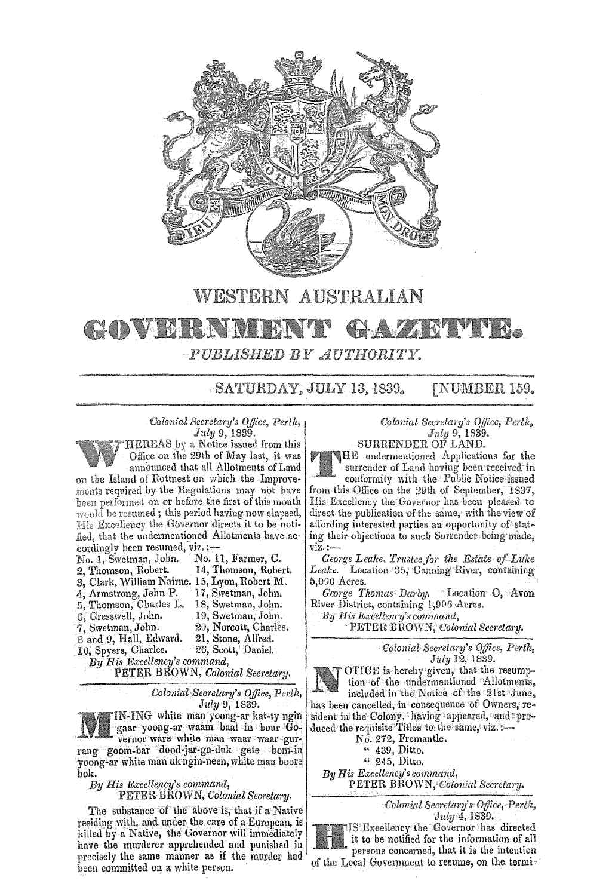# WESTERN AUSTRALIAN GOVERNMENT GAZETTE.

*PUBLISHED BY AUTHORITY.*

SATURDAY, JULY 13, 1839. [NUMBER 159.

*Colonial Secretary's Office, Perth,*
*July 9, 1839.*

WHEREAS by a Notice issued from this Office on the 29th of May last, it was announced that all Allotments of Land on the Island of Rottnest on which the Improvements required by the Regulations may not have been performed on or before the first of this month would be resumed; this period having now elapsed, His Excellency the Governor directs it to be notified, that the undermentioned Allotments have accordingly been resumed, viz.:—

| | |
|---|---|
| No. 1, Swetman, John. | No. 11, Farmer, C. |
| 2, Thomson, Robert. | 14, Thomson, Robert. |
| 3, Clark, William Nairne. | 15, Lyon, Robert M. |
| 4, Armstrong, John P. | 17, Swetman, John. |
| 5, Thomson, Charles L. | 18, Swetman, John. |
| 6, Gresswell, John. | 19, Swetman, John. |
| 7, Swetman, John. | 20, Norcott, Charles. |
| 8 and 9, Hall, Edward. | 21, Stone, Alfred. |
| 10, Spyers, Charles. | 26, Scott, Daniel. |

*By His Excellency's command,*
PETER BROWN, *Colonial Secretary.*

---

*Colonial Secretary's Office, Perth,*
*July 9, 1839.*

MIN-ING white man yoong-ar kat-ty ngin gaar yoong-ar waam baal in bour Governor ware white man waar waar gurrang goom-bar dood-jar-ga-duk gete bom-in yoong-ar white man uk ngin-neen, white man boore bok.

*By His Excellency's command,*
PETER BROWN, *Colonial Secretary.*

The substance of the above is, that if a Native residing with, and under the care of a European, is killed by a Native, the Governor will immediately have the murderer apprehended and punished in precisely the same manner as if the murder had been committed on a white person.

---

*Colonial Secretary's Office, Perth,*
*July 9, 1839.*

SURRENDER OF LAND.

THE undermentioned Applications for the surrender of Land having been received in conformity with the Public Notice issued from this Office on the 29th of September, 1837, His Excellency the Governor has been pleased to direct the publication of the same, with the view of affording interested parties an opportunity of stating their objections to such Surrender being made, viz.:—

*George Leake, Trustee for the Estate of Luke Leake.* Location 35, Canning River, containing 5,000 Acres.

*George Thomas Darby.* Location O, Avon River District, containing 1,906 Acres.

*By His Excellency's command,*
PETER BROWN, *Colonial Secretary.*

---

*Colonial Secretary's Office, Perth,*
*July 12, 1839.*

NOTICE is hereby given, that the resumption of the undermentioned Allotments, included in the Notice of the 21st June, has been cancelled, in consequence of Owners, resident in the Colony, having appeared, and produced the requisite Titles to the same, viz.:—

No. 272, Fremantle.
" 439, Ditto.
" 245, Ditto.

*By His Excellency's command,*
PETER BROWN, *Colonial Secretary.*

---

*Colonial Secretary's Office, Perth,*
*July 4, 1839.*

HIS Excellency the Governor has directed it to be notified for the information of all persons concerned, that it is the intention of the Local Government to resume, on the termi-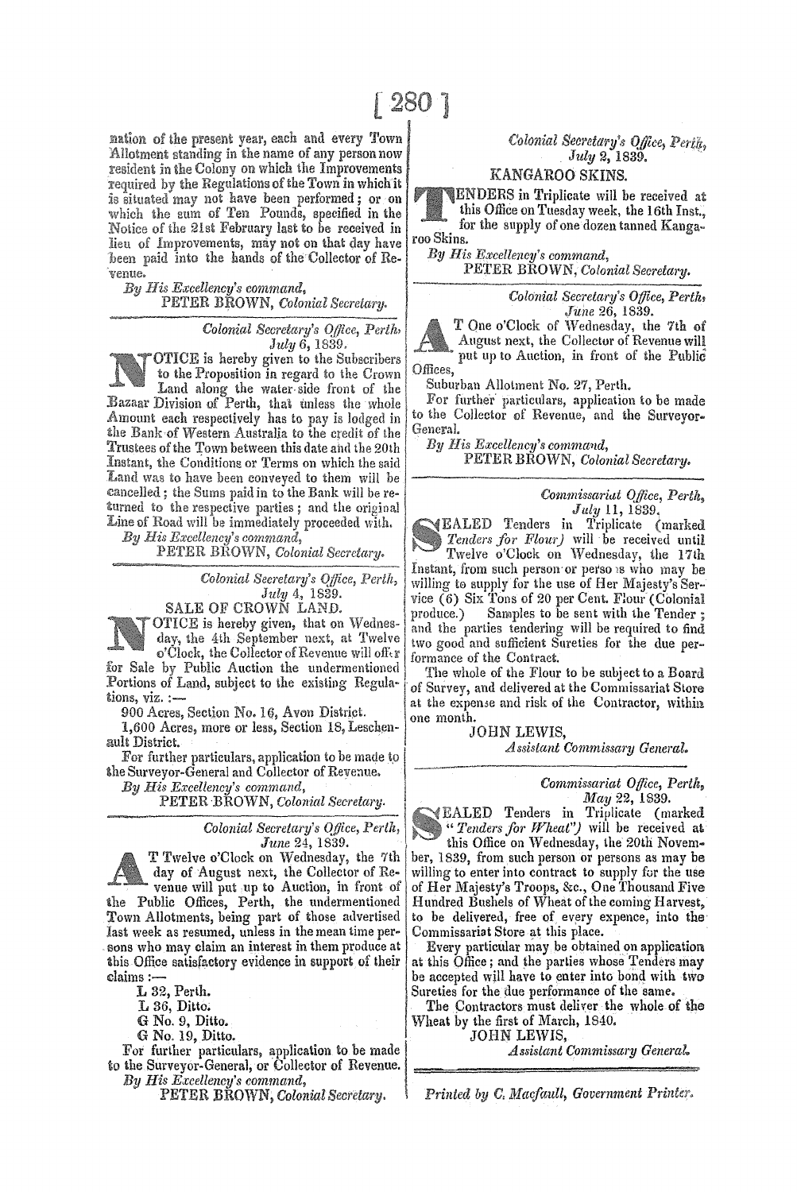nation of the present year, each and every Town Allotment standing in the name of any person now resident in the Colony on which the Improvements required by the Regulations of the Town in which it is situated may not have been performed; or on which the sum of Ten Pounds, specified in the Notice of the 21st February last to be received in lieu of Improvements, may not on that day have been paid into the hands of the Collector of Revenue.

*By His Excellency's command,*
PETER BROWN, *Colonial Secretary.*

---

*Colonial Secretary's Office, Perth,*
*July 6, 1839.*

NOTICE is hereby given to the Subscribers to the Proposition in regard to the Crown Land along the water-side front of the Bazaar Division of Perth, that unless the whole Amount each respectively has to pay is lodged in the Bank of Western Australia to the credit of the Trustees of the Town between this date and the 20th Instant, the Conditions or Terms on which the said Land was to have been conveyed to them will be cancelled; the Sums paid in to the Bank will be returned to the respective parties; and the original Line of Road will be immediately proceeded with.

*By His Excellency's command,*
PETER BROWN, *Colonial Secretary.*

---

*Colonial Secretary's Office, Perth,*
*July 4, 1839.*

## SALE OF CROWN LAND.

NOTICE is hereby given, that on Wednesday, the 4th September next, at Twelve o'Clock, the Collector of Revenue will offer for Sale by Public Auction the undermentioned Portions of Land, subject to the existing Regulations, viz.:—

900 Acres, Section No. 16, Avon District.
1,600 Acres, more or less, Section 18, Leschenault District.

For further particulars, application to be made to the Surveyor-General and Collector of Revenue.

*By His Excellency's command,*
PETER BROWN, *Colonial Secretary.*

---

*Colonial Secretary's Office, Perth,*
*June 24, 1839.*

AT Twelve o'Clock on Wednesday, the 7th day of August next, the Collector of Revenue will put up to Auction, in front of the Public Offices, Perth, the undermentioned Town Allotments, being part of those advertised last week as resumed, unless in the mean time persons who may claim an interest in them produce at this Office satisfactory evidence in support of their claims:—

L 32, Perth.
L 36, Ditto.
G No. 9, Ditto.
G No. 19, Ditto.

For further particulars, application to be made to the Surveyor-General, or Collector of Revenue.

*By His Excellency's command,*
PETER BROWN, *Colonial Secretary.*

---

*Colonial Secretary's Office, Perth,*
*July 2, 1839.*

## KANGAROO SKINS.

TENDERS in Triplicate will be received at this Office on Tuesday week, the 16th Inst., for the supply of one dozen tanned Kangaroo Skins.

*By His Excellency's command,*
PETER BROWN, *Colonial Secretary.*

---

*Colonial Secretary's Office, Perth,*
*June 26, 1839.*

AT One o'Clock of Wednesday, the 7th of August next, the Collector of Revenue will put up to Auction, in front of the Public Offices,

Suburban Allotment No. 27, Perth.

For further particulars, application to be made to the Collector of Revenue, and the Surveyor-General.

*By His Excellency's command,*
PETER BROWN, *Colonial Secretary.*

---

*Commissariat Office, Perth,*
*July 11, 1839.*

SEALED Tenders in Triplicate (marked *Tenders for Flour*) will be received until Twelve o'Clock on Wednesday, the 17th Instant, from such person or persons who may be willing to supply for the use of Her Majesty's Service (6) Six Tons of 20 per Cent. Flour (Colonial produce.) Samples to be sent with the Tender; and the parties tendering will be required to find two good and sufficient Sureties for the due performance of the Contract.

The whole of the Flour to be subject to a Board of Survey, and delivered at the Commissariat Store at the expense and risk of the Contractor, within one month.

JOHN LEWIS,
*Assistant Commissary General.*

---

*Commissariat Office, Perth,*
*May 22, 1839.*

SEALED Tenders in Triplicate (marked "*Tenders for Wheat*") will be received at this Office on Wednesday, the 20th November, 1839, from such person or persons as may be willing to enter into contract to supply for the use of Her Majesty's Troops, &c., One Thousand Five Hundred Bushels of Wheat of the coming Harvest, to be delivered, free of every expence, into the Commissariat Store at this place.

Every particular may be obtained on application at this Office; and the parties whose Tenders may be accepted will have to enter into bond with two Sureties for the due performance of the same.

The Contractors must deliver the whole of the Wheat by the first of March, 1840.

JOHN LEWIS,
*Assistant Commissary General.*

---

*Printed by C. Macfaull, Government Printer.*